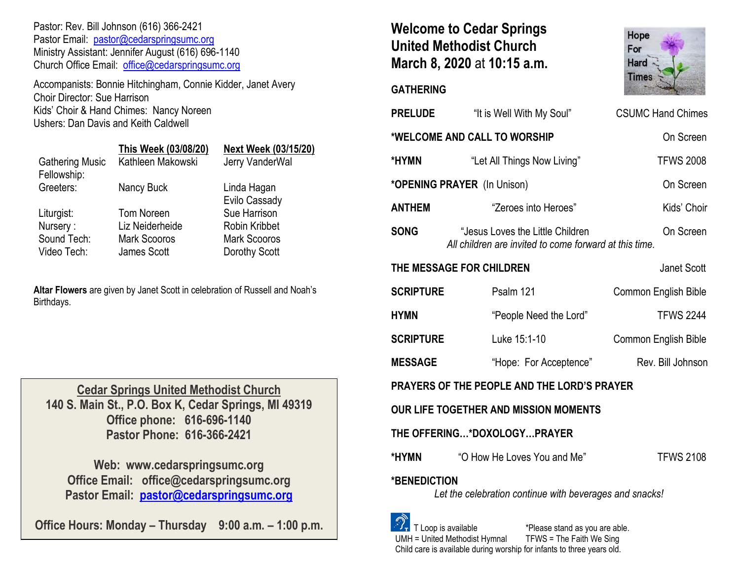Pastor: Rev. Bill Johnson (616) 366-2421
Pastor Email: pastor@cedarspringsumc.org
Ministry Assistant: Jennifer August (616) 696-1140
Church Office Email: office@cedarspringsumc.org

Accompanists: Bonnie Hitchingham, Connie Kidder, Janet Avery
Choir Director: Sue Harrison
Kids' Choir & Hand Chimes: Nancy Noreen
Ushers: Dan Davis and Keith Caldwell

| | This Week (03/08/20) | Next Week (03/15/20) |
|---|---|---|
| Gathering Music | Kathleen Makowski | Jerry VanderWal |
| Fellowship: | | |
| Greeters: | Nancy Buck | Linda Hagan<br>Evilo Cassady |
| Liturgist: | Tom Noreen | Sue Harrison |
| Nursery : | Liz Neiderheide | Robin Kribbet |
| Sound Tech: | Mark Scooros | Mark Scooros |
| Video Tech: | James Scott | Dorothy Scott |

**Altar Flowers** are given by Janet Scott in celebration of Russell and Noah's Birthdays.

**Cedar Springs United Methodist Church**
**140 S. Main St., P.O. Box K, Cedar Springs, MI 49319**
**Office phone: 616-696-1140**
**Pastor Phone: 616-366-2421**

**Web: www.cedarspringsumc.org**
**Office Email: office@cedarspringsumc.org**
**Pastor Email: pastor@cedarspringsumc.org**

**Office Hours: Monday – Thursday 9:00 a.m. – 1:00 p.m.**

# Welcome to Cedar Springs United Methodist Church March 8, 2020 at 10:15 a.m.

Hope For Hard Times

**GATHERING**

**PRELUDE** "It is Well With My Soul" CSUMC Hand Chimes

**\*WELCOME AND CALL TO WORSHIP** On Screen

**\*HYMN** "Let All Things Now Living" TFWS 2008

**\*OPENING PRAYER** (In Unison) On Screen

**ANTHEM** "Zeroes into Heroes" Kids' Choir

**SONG** "Jesus Loves the Little Children On Screen
*All children are invited to come forward at this time.*

**THE MESSAGE FOR CHILDREN** Janet Scott

**SCRIPTURE** Psalm 121 Common English Bible

**HYMN** "People Need the Lord" TFWS 2244

**SCRIPTURE** Luke 15:1-10 Common English Bible

**MESSAGE** "Hope: For Acceptence" Rev. Bill Johnson

**PRAYERS OF THE PEOPLE AND THE LORD'S PRAYER**

**OUR LIFE TOGETHER AND MISSION MOMENTS**

**THE OFFERING…\*DOXOLOGY…PRAYER**

**\*HYMN** "O How He Loves You and Me" TFWS 2108

**\*BENEDICTION**
*Let the celebration continue with beverages and snacks!*

T Loop is available — \*Please stand as you are able.
UMH = United Methodist Hymnal — TFWS = The Faith We Sing
Child care is available during worship for infants to three years old.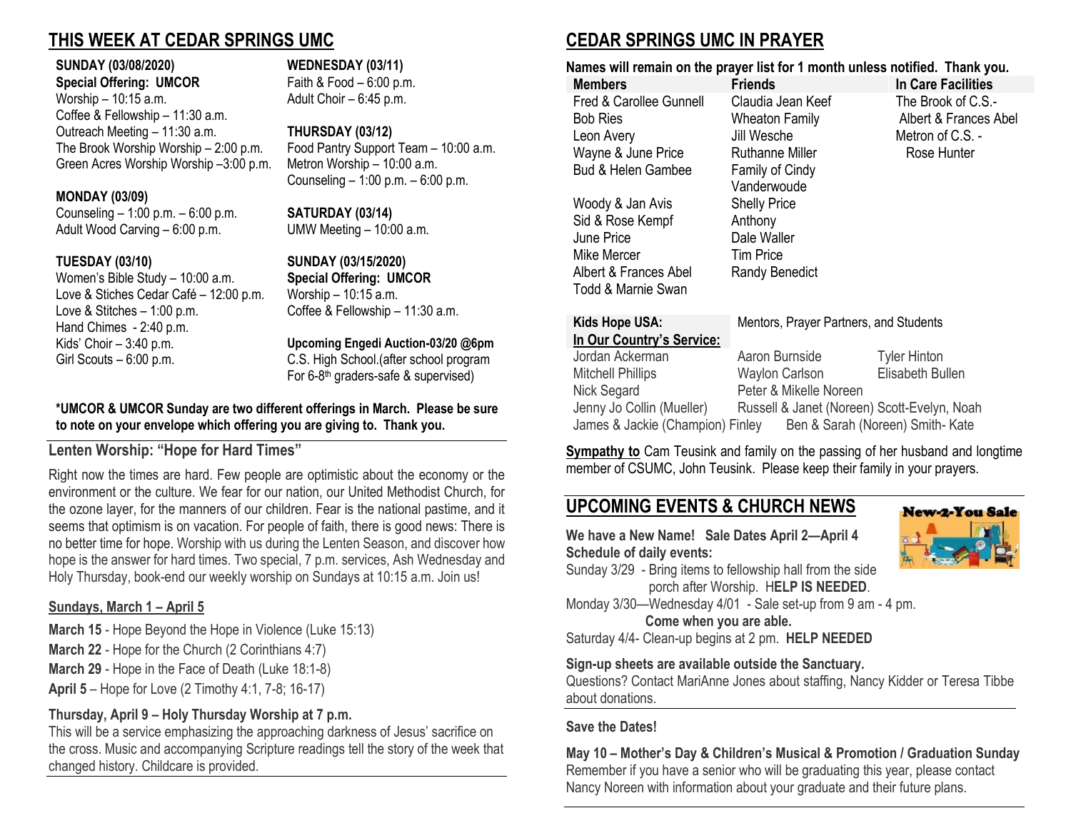## THIS WEEK AT CEDAR SPRINGS UMC

**SUNDAY (03/08/2020)**
**Special Offering: UMCOR**
Worship – 10:15 a.m.
Coffee & Fellowship – 11:30 a.m.
Outreach Meeting – 11:30 a.m.
The Brook Worship Worship – 2:00 p.m.
Green Acres Worship Worship –3:00 p.m.

**MONDAY (03/09)**
Counseling – 1:00 p.m. – 6:00 p.m.
Adult Wood Carving – 6:00 p.m.

**TUESDAY (03/10)**
Women's Bible Study – 10:00 a.m.
Love & Stiches Cedar Café – 12:00 p.m.
Love & Stitches – 1:00 p.m.
Hand Chimes - 2:40 p.m.
Kids' Choir – 3:40 p.m.
Girl Scouts – 6:00 p.m.

**WEDNESDAY (03/11)**
Faith & Food – 6:00 p.m.
Adult Choir – 6:45 p.m.

**THURSDAY (03/12)**
Food Pantry Support Team – 10:00 a.m.
Metron Worship – 10:00 a.m.
Counseling – 1:00 p.m. – 6:00 p.m.

**SATURDAY (03/14)**
UMW Meeting – 10:00 a.m.

**SUNDAY (03/15/2020)**
**Special Offering: UMCOR**
Worship – 10:15 a.m.
Coffee & Fellowship – 11:30 a.m.

**Upcoming Engedi Auction-03/20 @6pm**
C.S. High School.(after school program For 6-8th graders-safe & supervised)

**\*UMCOR & UMCOR Sunday are two different offerings in March. Please be sure to note on your envelope which offering you are giving to. Thank you.**

### Lenten Worship: "Hope for Hard Times"

Right now the times are hard. Few people are optimistic about the economy or the environment or the culture. We fear for our nation, our United Methodist Church, for the ozone layer, for the manners of our children. Fear is the national pastime, and it seems that optimism is on vacation. For people of faith, there is good news: There is no better time for hope. Worship with us during the Lenten Season, and discover how hope is the answer for hard times. Two special, 7 p.m. services, Ash Wednesday and Holy Thursday, book-end our weekly worship on Sundays at 10:15 a.m. Join us!

**Sundays, March 1 – April 5**

**March 15** - Hope Beyond the Hope in Violence (Luke 15:13)
**March 22** - Hope for the Church (2 Corinthians 4:7)
**March 29** - Hope in the Face of Death (Luke 18:1-8)
**April 5** – Hope for Love (2 Timothy 4:1, 7-8; 16-17)

**Thursday, April 9 – Holy Thursday Worship at 7 p.m.**
This will be a service emphasizing the approaching darkness of Jesus' sacrifice on the cross. Music and accompanying Scripture readings tell the story of the week that changed history. Childcare is provided.

## CEDAR SPRINGS UMC IN PRAYER

**Names will remain on the prayer list for 1 month unless notified. Thank you.**

| Members | Friends | In Care Facilities |
|---|---|---|
| Fred & Carollee Gunnell | Claudia Jean Keef | The Brook of C.S.- Albert & Frances Abel |
| Bob Ries | Wheaton Family | Metron of C.S. - Rose Hunter |
| Leon Avery | Jill Wesche | |
| Wayne & June Price | Ruthanne Miller | |
| Bud & Helen Gambee | Family of Cindy Vanderwoude | |
| Woody & Jan Avis | Shelly Price | |
| Sid & Rose Kempf | Anthony | |
| June Price | Dale Waller | |
| Mike Mercer | Tim Price | |
| Albert & Frances Abel | Randy Benedict | |
| Todd & Marnie Swan | | |

**Kids Hope USA:** Mentors, Prayer Partners, and Students

**In Our Country's Service:**
Jordan Ackerman, Aaron Burnside, Tyler Hinton
Mitchell Phillips, Waylon Carlson, Elisabeth Bullen
Nick Segard, Peter & Mikelle Noreen
Jenny Jo Collin (Mueller), Russell & Janet (Noreen) Scott-Evelyn, Noah
James & Jackie (Champion) Finley, Ben & Sarah (Noreen) Smith- Kate

**Sympathy to** Cam Teusink and family on the passing of her husband and longtime member of CSUMC, John Teusink. Please keep their family in your prayers.

## UPCOMING EVENTS & CHURCH NEWS

**New-2-You Sale**

**We have a New Name! Sale Dates April 2—April 4**
**Schedule of daily events:**
Sunday 3/29 - Bring items to fellowship hall from the side porch after Worship. H**ELP IS NEEDED**.
Monday 3/30—Wednesday 4/01 - Sale set-up from 9 am - 4 pm. **Come when you are able.**
Saturday 4/4- Clean-up begins at 2 pm. **HELP NEEDED**

**Sign-up sheets are available outside the Sanctuary.**
Questions? Contact MariAnne Jones about staffing, Nancy Kidder or Teresa Tibbe about donations.

**Save the Dates!**

**May 10 – Mother's Day & Children's Musical & Promotion / Graduation Sunday**
Remember if you have a senior who will be graduating this year, please contact Nancy Noreen with information about your graduate and their future plans.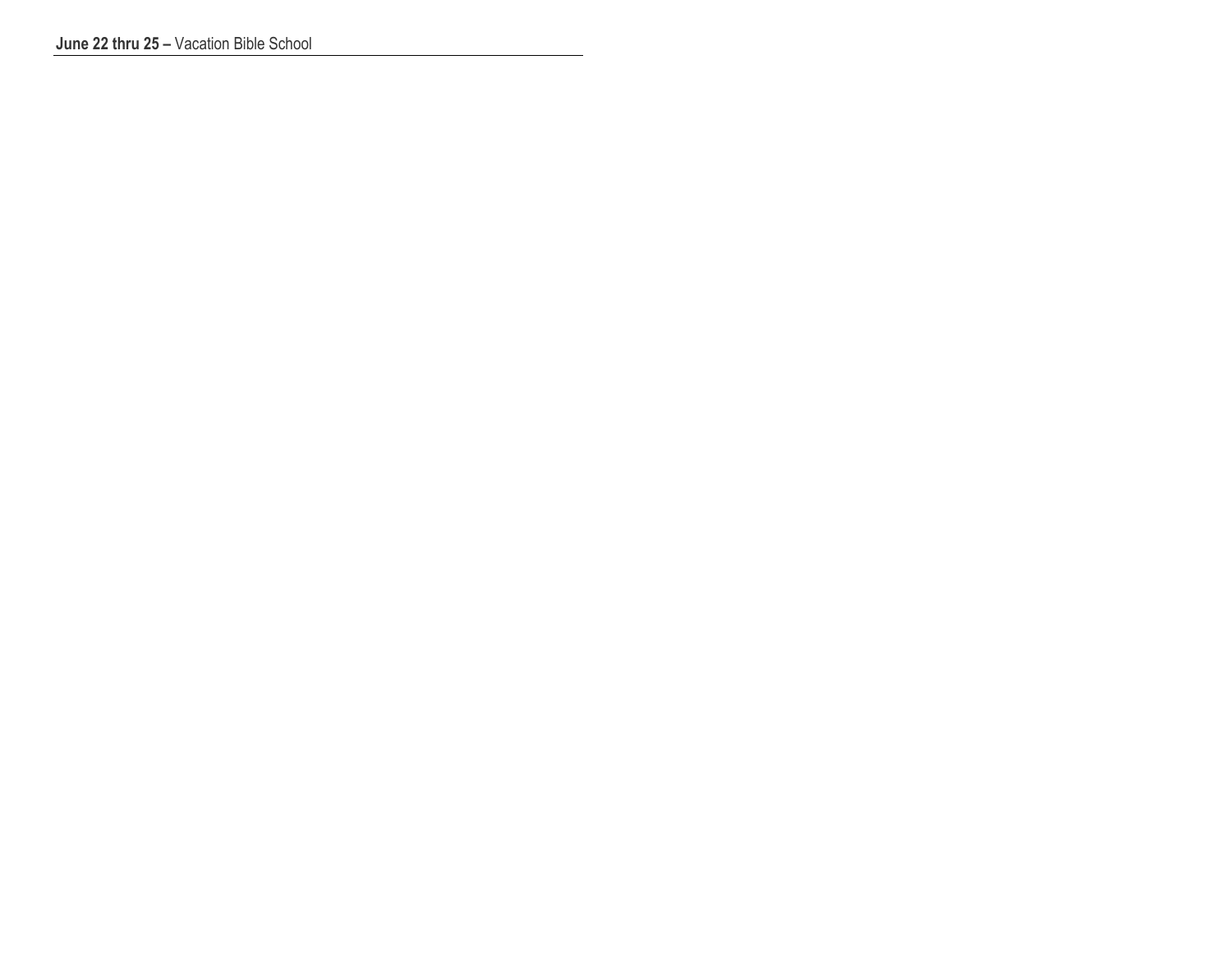**June 22 thru 25 –** Vacation Bible School